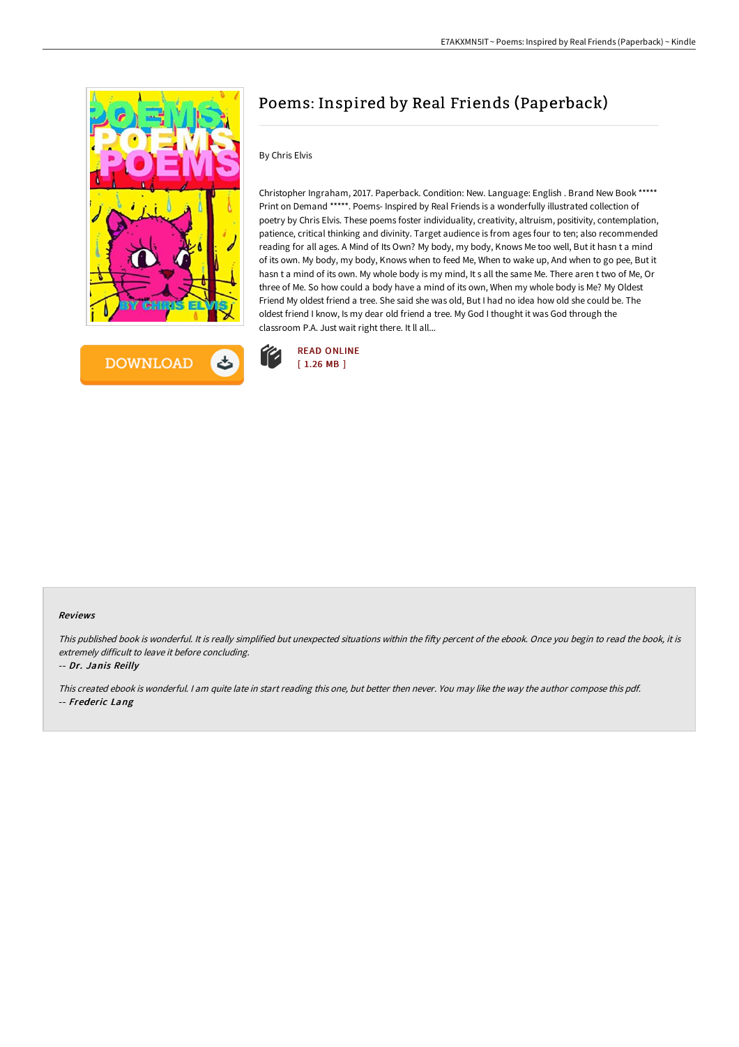# Poems: Inspired by Real Friends (Paperback)

By Chris Elvis

Christopher Ingraham, 2017. Paperback. Condition: New. Language: English . Brand New Book ***** Print on Demand *****. Poems- Inspired by Real Friends is a wonderfully illustrated collection of poetry by Chris Elvis. These poems foster individuality, creativity, altruism, positivity, contemplation, patience, critical thinking and divinity. Target audience is from ages four to ten; also recommended reading for all ages. A Mind of Its Own? My body, my body, Knows Me too well, But it hasn t a mind of its own. My body, my body, Knows when to feed Me, When to wake up, And when to go pee, But it hasn t a mind of its own. My whole body is my mind, It s all the same Me. There aren t two of Me, Or three of Me. So how could a body have a mind of its own, When my whole body is Me? My Oldest Friend My oldest friend a tree. She said she was old, But I had no idea how old she could be. The oldest friend I know, Is my dear old friend a tree. My God I thought it was God through the classroom P.A. Just wait right there. It ll all...

DOWNLOAD

READ ONLINE
[ 1.26 MB ]

#### Reviews

*This published book is wonderful. It is really simplified but unexpected situations within the fifty percent of the ebook. Once you begin to read the book, it is extremely difficult to leave it before concluding.*

*-- Dr. Janis Reilly*

*This created ebook is wonderful. I am quite late in start reading this one, but better then never. You may like the way the author compose this pdf.*

*-- Frederic Lang*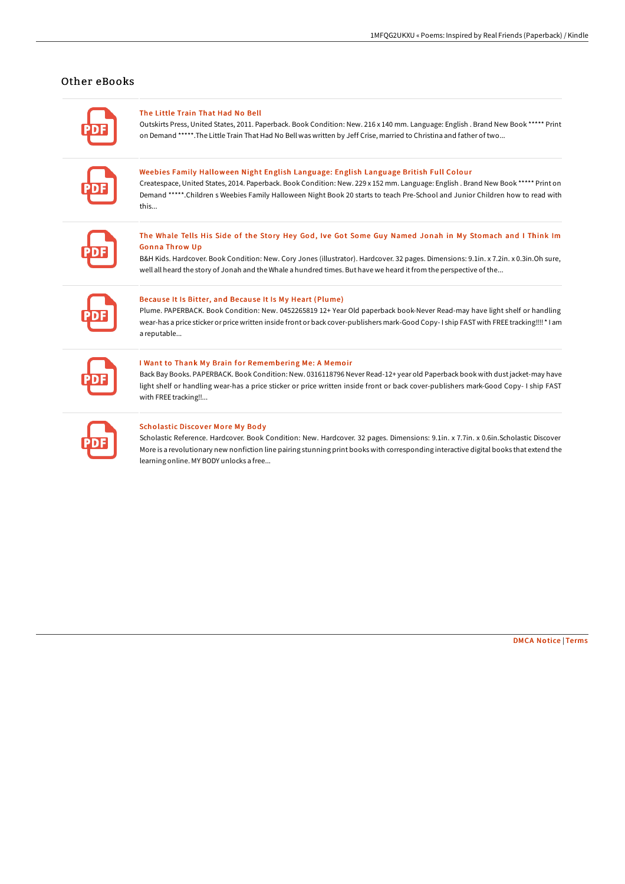## Other eBooks

### The Little Train That Had No Bell

Outskirts Press, United States, 2011. Paperback. Book Condition: New. 216 x 140 mm. Language: English . Brand New Book ***** Print on Demand *****.The Little Train That Had No Bell was written by Jeff Crise, married to Christina and father of two...

### Weebies Family Halloween Night English Language: English Language British Full Colour

Createspace, United States, 2014. Paperback. Book Condition: New. 229 x 152 mm. Language: English . Brand New Book ***** Print on Demand *****.Children s Weebies Family Halloween Night Book 20 starts to teach Pre-School and Junior Children how to read with this...

### The Whale Tells His Side of the Story Hey God, Ive Got Some Guy Named Jonah in My Stomach and I Think Im Gonna Throw Up

B&H Kids. Hardcover. Book Condition: New. Cory Jones (illustrator). Hardcover. 32 pages. Dimensions: 9.1in. x 7.2in. x 0.3in.Oh sure, well all heard the story of Jonah and the Whale a hundred times. But have we heard it from the perspective of the...

### Because It Is Bitter, and Because It Is My Heart (Plume)

Plume. PAPERBACK. Book Condition: New. 0452265819 12+ Year Old paperback book-Never Read-may have light shelf or handling wear-has a price sticker or price written inside front or back cover-publishers mark-Good Copy- I ship FAST with FREE tracking!!!! * I am a reputable...

### I Want to Thank My Brain for Remembering Me: A Memoir

Back Bay Books. PAPERBACK. Book Condition: New. 0316118796 Never Read-12+ year old Paperback book with dust jacket-may have light shelf or handling wear-has a price sticker or price written inside front or back cover-publishers mark-Good Copy- I ship FAST with FREE tracking!!...

### Scholastic Discover More My Body

Scholastic Reference. Hardcover. Book Condition: New. Hardcover. 32 pages. Dimensions: 9.1in. x 7.7in. x 0.6in.Scholastic Discover More is a revolutionary new nonfiction line pairing stunning print books with corresponding interactive digital books that extend the learning online. MY BODY unlocks a free...